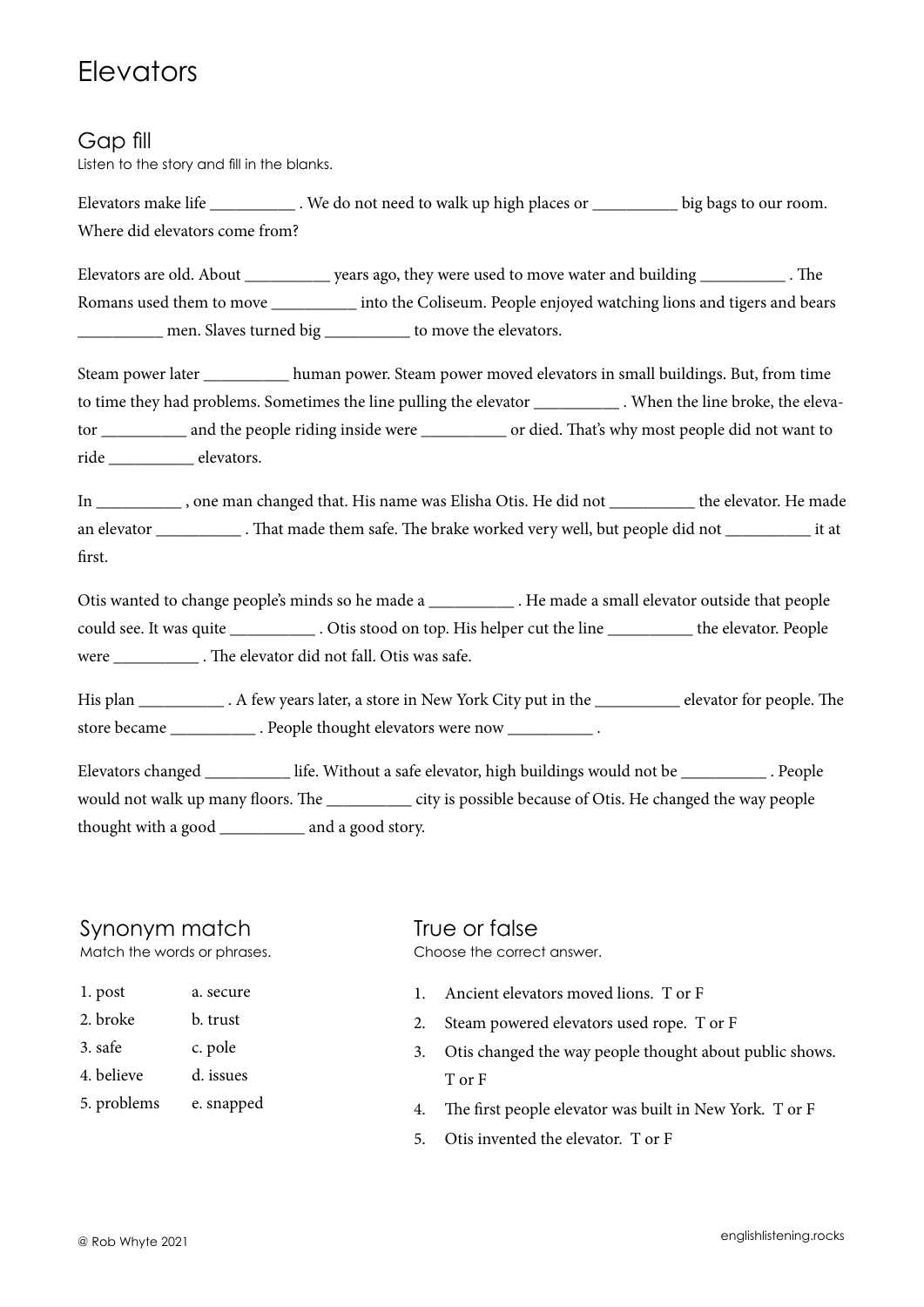# Elevators

## Gap fill

Listen to the story and fill in the blanks.

Elevators make life __________ . We do not need to walk up high places or __________ big bags to our room. Where did elevators come from?

Elevators are old. About __________ years ago, they were used to move water and building __________ . The Romans used them to move __________ into the Coliseum. People enjoyed watching lions and tigers and bears __________ men. Slaves turned big __________ to move the elevators.

Steam power later __________ human power. Steam power moved elevators in small buildings. But, from time to time they had problems. Sometimes the line pulling the elevator __________ . When the line broke, the elevator __________ and the people riding inside were __________ or died. That's why most people did not want to ride __________ elevators.

In __________ , one man changed that. His name was Elisha Otis. He did not __________ the elevator. He made an elevator __________ . That made them safe. The brake worked very well, but people did not __________ it at first.

Otis wanted to change people's minds so he made a __________ . He made a small elevator outside that people could see. It was quite __________ . Otis stood on top. His helper cut the line __________ the elevator. People were __________ . The elevator did not fall. Otis was safe.

His plan __________ . A few years later, a store in New York City put in the __________ elevator for people. The store became __________ . People thought elevators were now __________ .

Elevators changed __________ life. Without a safe elevator, high buildings would not be __________ . People would not walk up many floors. The __________ city is possible because of Otis. He changed the way people thought with a good __________ and a good story.

## Synonym match

Match the words or phrases.

| | |
|---|---|
| 1. post | a. secure |
| 2. broke | b. trust |
| 3. safe | c. pole |
| 4. believe | d. issues |
| 5. problems | e. snapped |

## True or false

Choose the correct answer.

1. Ancient elevators moved lions. T or F
2. Steam powered elevators used rope. T or F
3. Otis changed the way people thought about public shows. T or F
4. The first people elevator was built in New York. T or F
5. Otis invented the elevator. T or F

© Rob Whyte 2021

englishlistening.rocks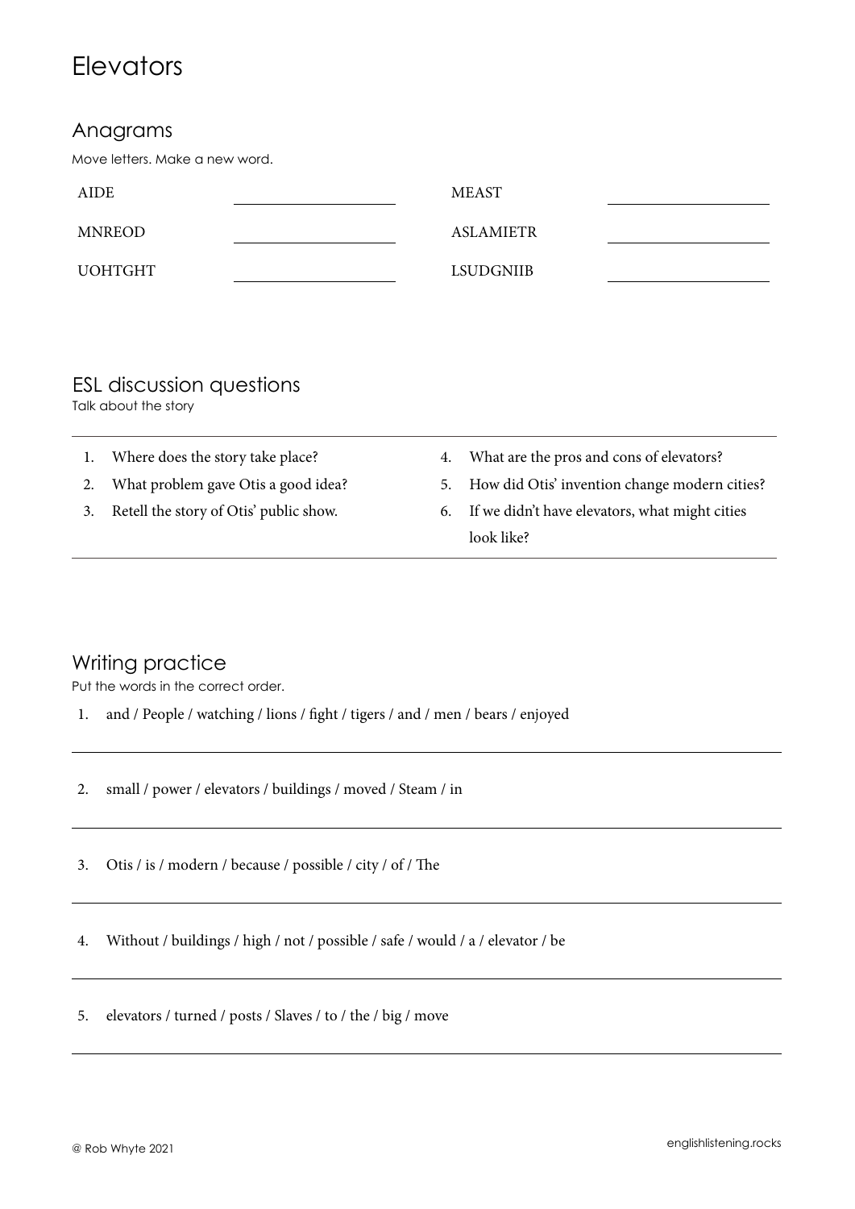# Elevators

## Anagrams

Move letters. Make a new word.

| | | | |
|---|---|---|---|
| AIDE | ______________ | MEAST | ______________ |
| MNREOD | ______________ | ASLAMIETR | ______________ |
| UOHTGHT | ______________ | LSUDGNIIB | ______________ |

## ESL discussion questions

Talk about the story

1. Where does the story take place?
2. What problem gave Otis a good idea?
3. Retell the story of Otis' public show.
4. What are the pros and cons of elevators?
5. How did Otis' invention change modern cities?
6. If we didn't have elevators, what might cities look like?

## Writing practice

Put the words in the correct order.

1. and / People / watching / lions / fight / tigers / and / men / bears / enjoyed

2. small / power / elevators / buildings / moved / Steam / in

3. Otis / is / modern / because / possible / city / of / The

4. Without / buildings / high / not / possible / safe / would / a / elevator / be

5. elevators / turned / posts / Slaves / to / the / big / move

© Rob Whyte 2021

englishlistening.rocks